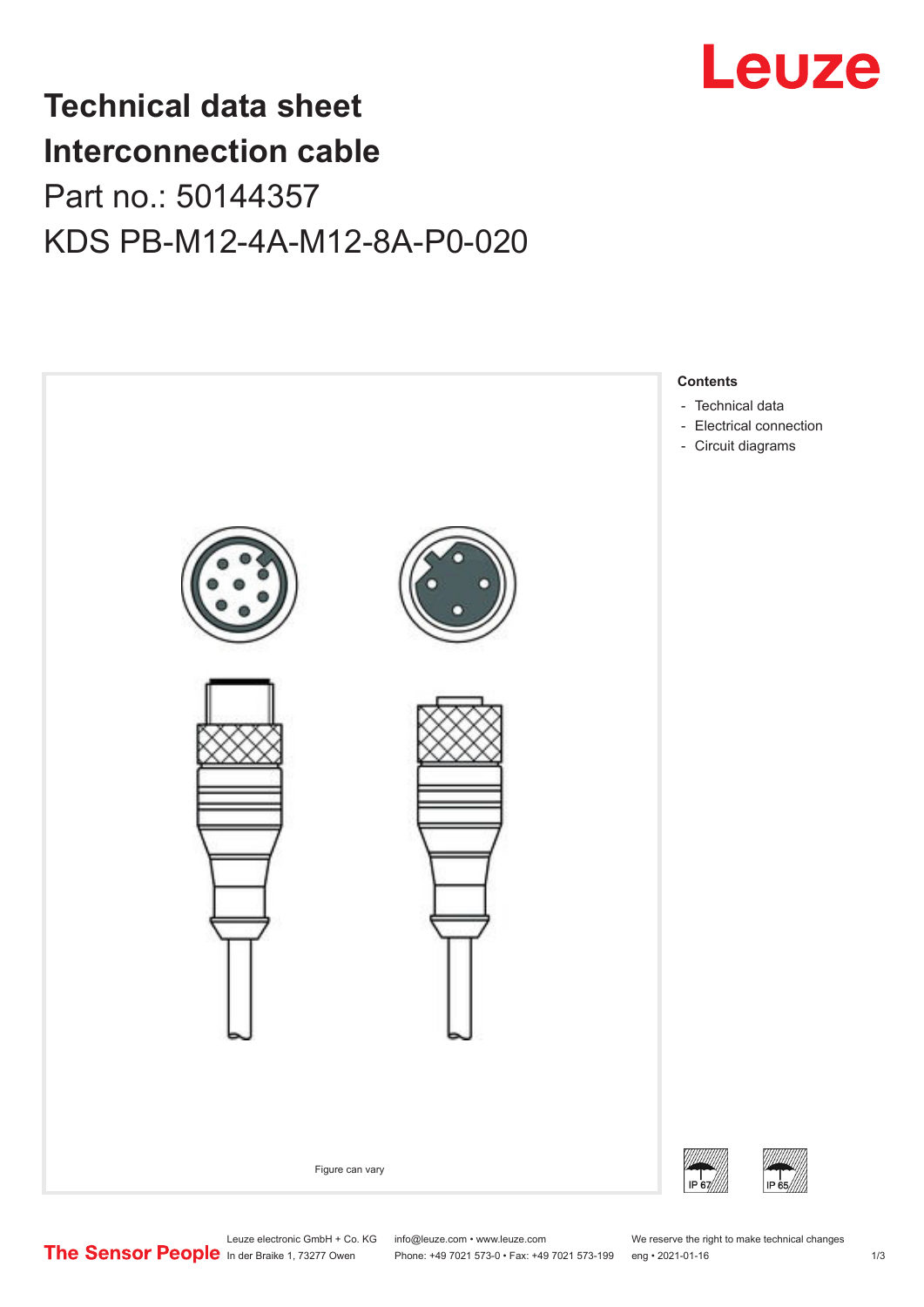# Technical data sheet
# Interconnection cable

## Part no.: 50144357

## KDS PB-M12-4A-M12-8A-P0-020

Figure can vary

**Contents**

- Technical data
- Electrical connection
- Circuit diagrams

IP 67

IP 65

Leuze electronic GmbH + Co. KG
In der Braike 1, 73277 Owen

info@leuze.com • www.leuze.com
Phone: +49 7021 573-0 • Fax: +49 7021 573-199

We reserve the right to make technical changes
eng • 2021-01-16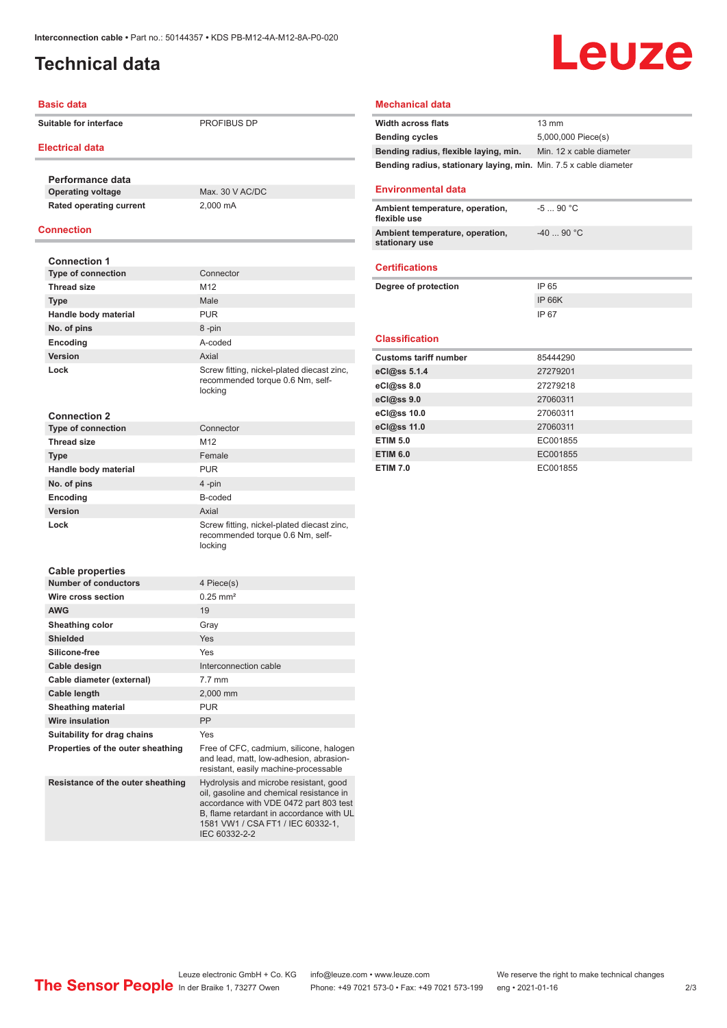Interconnection cable • Part no.: 50144357 • KDS PB-M12-4A-M12-8A-P0-020

# Technical data

## Basic data

| | |
|---|---|
| Suitable for interface | PROFIBUS DP |

## Electrical data

### Performance data

| | |
|---|---|
| Operating voltage | Max. 30 V AC/DC |
| Rated operating current | 2,000 mA |

## Connection

### Connection 1

| | |
|---|---|
| Type of connection | Connector |
| Thread size | M12 |
| Type | Male |
| Handle body material | PUR |
| No. of pins | 8 -pin |
| Encoding | A-coded |
| Version | Axial |
| Lock | Screw fitting, nickel-plated diecast zinc, recommended torque 0.6 Nm, self-locking |

### Connection 2

| | |
|---|---|
| Type of connection | Connector |
| Thread size | M12 |
| Type | Female |
| Handle body material | PUR |
| No. of pins | 4 -pin |
| Encoding | B-coded |
| Version | Axial |
| Lock | Screw fitting, nickel-plated diecast zinc, recommended torque 0.6 Nm, self-locking |

### Cable properties

| | |
|---|---|
| Number of conductors | 4 Piece(s) |
| Wire cross section | 0.25 mm² |
| AWG | 19 |
| Sheathing color | Gray |
| Shielded | Yes |
| Silicone-free | Yes |
| Cable design | Interconnection cable |
| Cable diameter (external) | 7.7 mm |
| Cable length | 2,000 mm |
| Sheathing material | PUR |
| Wire insulation | PP |
| Suitability for drag chains | Yes |
| Properties of the outer sheathing | Free of CFC, cadmium, silicone, halogen and lead, matt, low-adhesion, abrasion-resistant, easily machine-processable |
| Resistance of the outer sheathing | Hydrolysis and microbe resistant, good oil, gasoline and chemical resistance in accordance with VDE 0472 part 803 test B, flame retardant in accordance with UL 1581 VW1 / CSA FT1 / IEC 60332-1, IEC 60332-2-2 |

## Mechanical data

| | |
|---|---|
| Width across flats | 13 mm |
| Bending cycles | 5,000,000 Piece(s) |
| Bending radius, flexible laying, min. | Min. 12 x cable diameter |
| Bending radius, stationary laying, min. | Min. 7.5 x cable diameter |

## Environmental data

| | |
|---|---|
| Ambient temperature, operation, flexible use | -5 ... 90 °C |
| Ambient temperature, operation, stationary use | -40 ... 90 °C |

## Certifications

| | |
|---|---|
| Degree of protection | IP 65 |
| | IP 66K |
| | IP 67 |

## Classification

| | |
|---|---|
| Customs tariff number | 85444290 |
| eCl@ss 5.1.4 | 27279201 |
| eCl@ss 8.0 | 27279218 |
| eCl@ss 9.0 | 27060311 |
| eCl@ss 10.0 | 27060311 |
| eCl@ss 11.0 | 27060311 |
| ETIM 5.0 | EC001855 |
| ETIM 6.0 | EC001855 |
| ETIM 7.0 | EC001855 |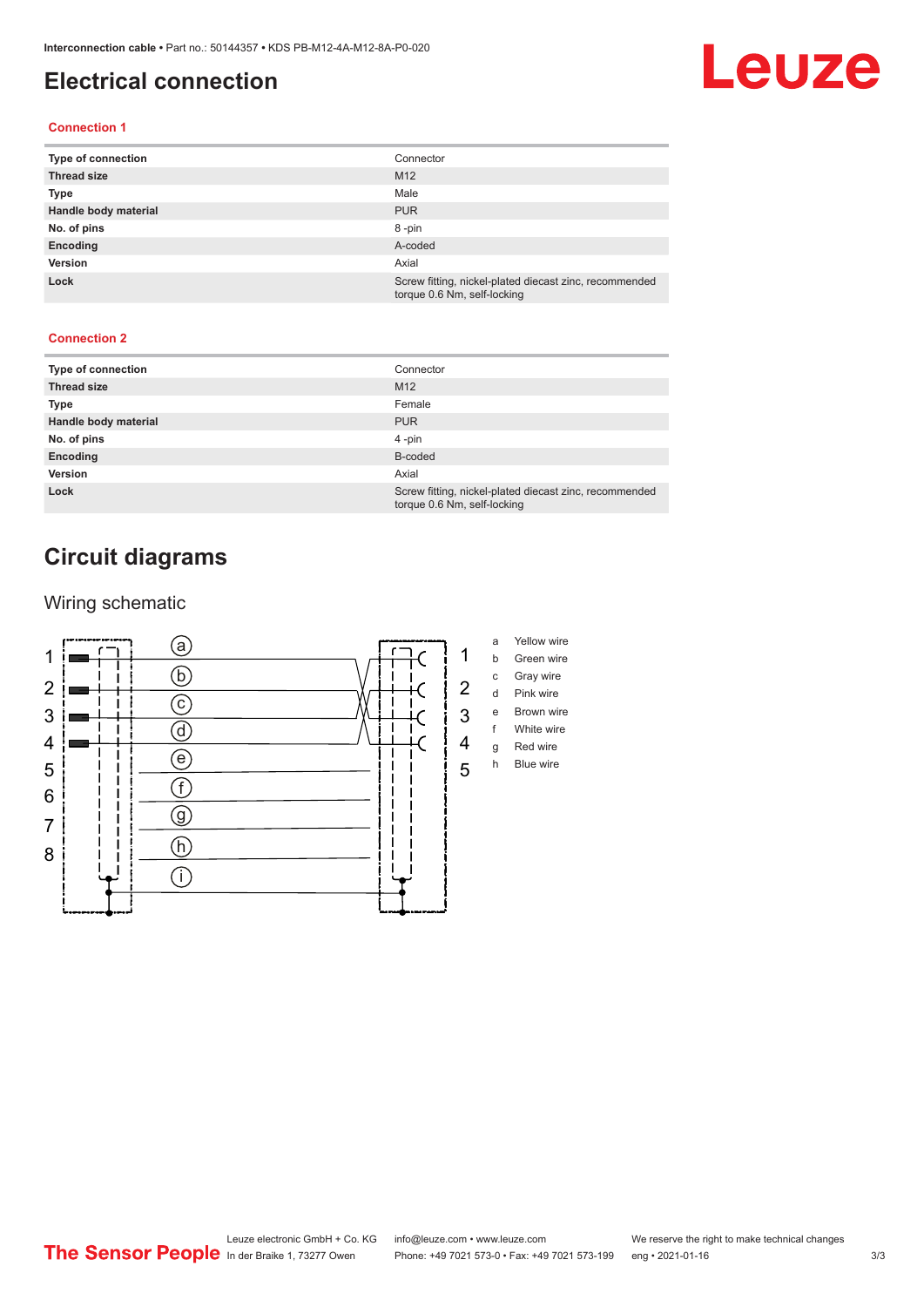# Electrical connection

### Connection 1

| | |
|---|---|
| **Type of connection** | Connector |
| **Thread size** | M12 |
| **Type** | Male |
| **Handle body material** | PUR |
| **No. of pins** | 8 -pin |
| **Encoding** | A-coded |
| **Version** | Axial |
| **Lock** | Screw fitting, nickel-plated diecast zinc, recommended torque 0.6 Nm, self-locking |

### Connection 2

| | |
|---|---|
| **Type of connection** | Connector |
| **Thread size** | M12 |
| **Type** | Female |
| **Handle body material** | PUR |
| **No. of pins** | 4 -pin |
| **Encoding** | B-coded |
| **Version** | Axial |
| **Lock** | Screw fitting, nickel-plated diecast zinc, recommended torque 0.6 Nm, self-locking |

# Circuit diagrams

## Wiring schematic

1
2
3
4
5
6
7
8

a
b
c
d
e
f
g
h
i

1
2
3
4
5

a Yellow wire
b Green wire
c Gray wire
d Pink wire
e Brown wire
f White wire
g Red wire
h Blue wire